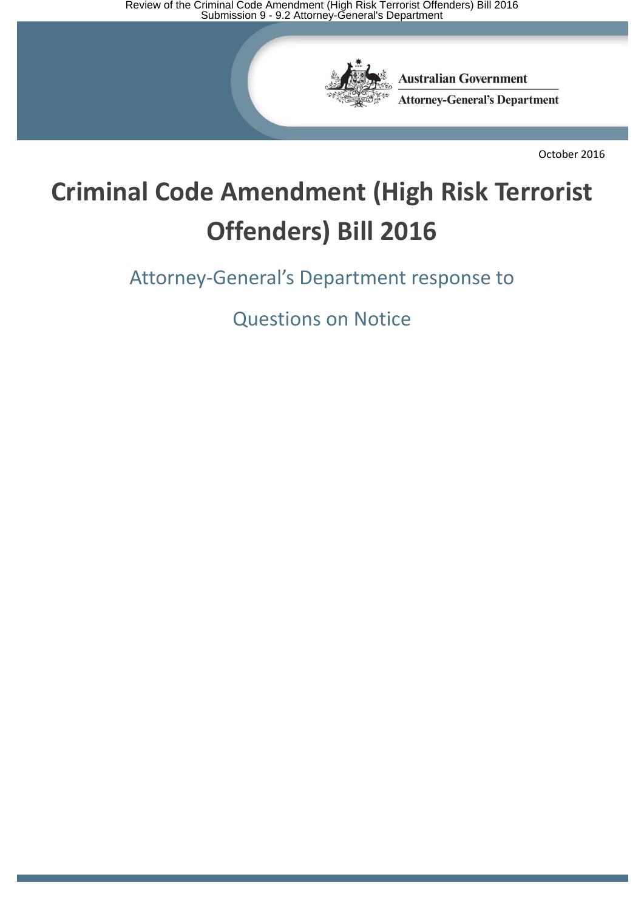Australian Government

Attorney-General's Department

October 2016

# Criminal Code Amendment (High Risk Terrorist Offenders) Bill 2016

## Attorney-General's Department response to Questions on Notice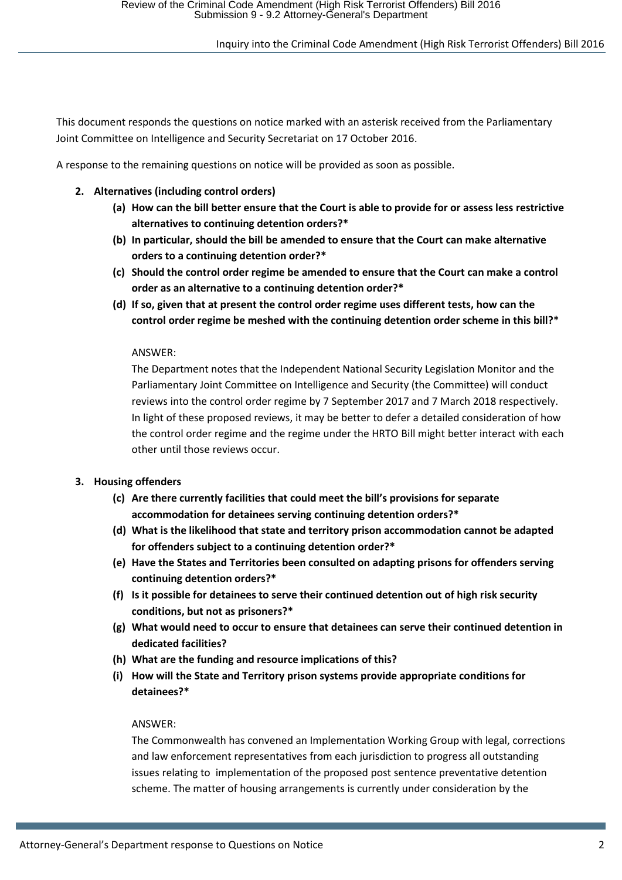This document responds the questions on notice marked with an asterisk received from the Parliamentary Joint Committee on Intelligence and Security Secretariat on 17 October 2016.

A response to the remaining questions on notice will be provided as soon as possible.

2. **Alternatives (including control orders)**
   - **(a) How can the bill better ensure that the Court is able to provide for or assess less restrictive alternatives to continuing detention orders?***
   - **(b) In particular, should the bill be amended to ensure that the Court can make alternative orders to a continuing detention order?***
   - **(c) Should the control order regime be amended to ensure that the Court can make a control order as an alternative to a continuing detention order?***
   - **(d) If so, given that at present the control order regime uses different tests, how can the control order regime be meshed with the continuing detention order scheme in this bill?***

   ANSWER:

   The Department notes that the Independent National Security Legislation Monitor and the Parliamentary Joint Committee on Intelligence and Security (the Committee) will conduct reviews into the control order regime by 7 September 2017 and 7 March 2018 respectively. In light of these proposed reviews, it may be better to defer a detailed consideration of how the control order regime and the regime under the HRTO Bill might better interact with each other until those reviews occur.

3. **Housing offenders**
   - **(c) Are there currently facilities that could meet the bill's provisions for separate accommodation for detainees serving continuing detention orders?***
   - **(d) What is the likelihood that state and territory prison accommodation cannot be adapted for offenders subject to a continuing detention order?***
   - **(e) Have the States and Territories been consulted on adapting prisons for offenders serving continuing detention orders?***
   - **(f) Is it possible for detainees to serve their continued detention out of high risk security conditions, but not as prisoners?***
   - **(g) What would need to occur to ensure that detainees can serve their continued detention in dedicated facilities?**
   - **(h) What are the funding and resource implications of this?**
   - **(i) How will the State and Territory prison systems provide appropriate conditions for detainees?***

   ANSWER:

   The Commonwealth has convened an Implementation Working Group with legal, corrections and law enforcement representatives from each jurisdiction to progress all outstanding issues relating to implementation of the proposed post sentence preventative detention scheme. The matter of housing arrangements is currently under consideration by the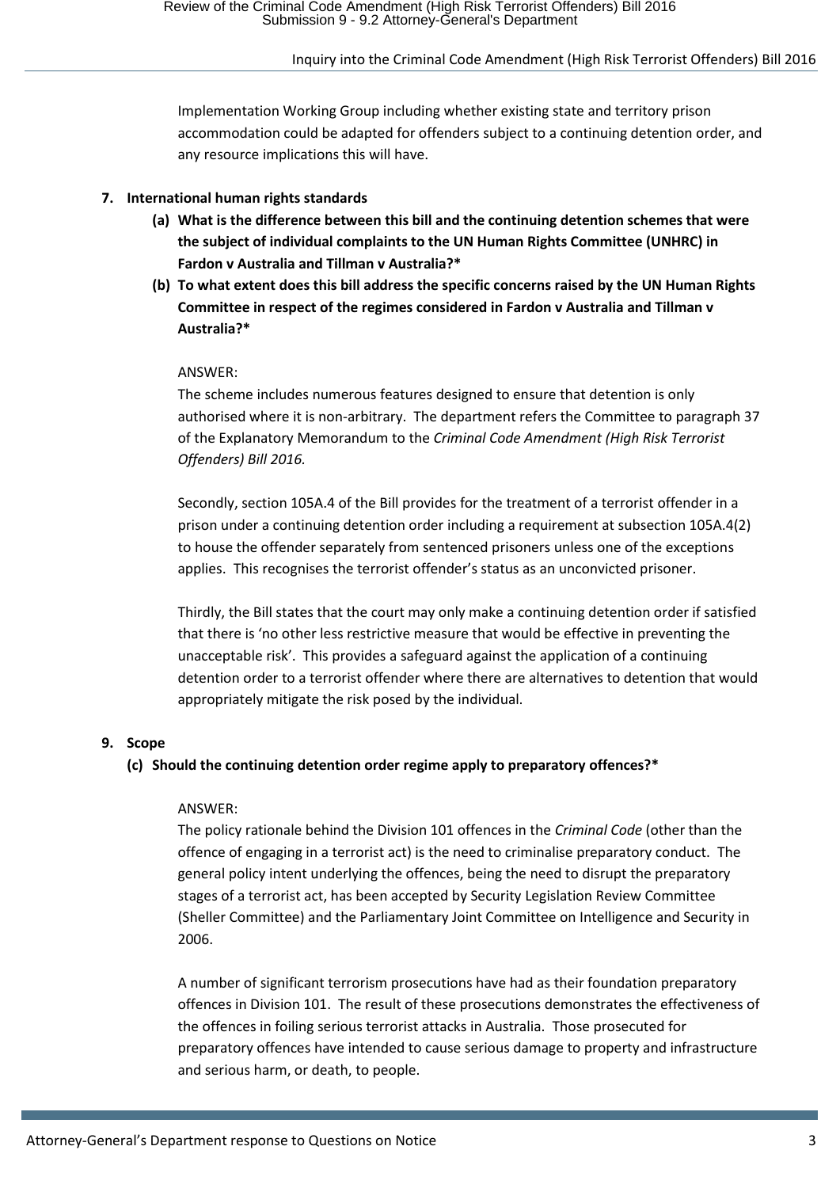Implementation Working Group including whether existing state and territory prison accommodation could be adapted for offenders subject to a continuing detention order, and any resource implications this will have.

**7. International human rights standards**

**(a) What is the difference between this bill and the continuing detention schemes that were the subject of individual complaints to the UN Human Rights Committee (UNHRC) in Fardon v Australia and Tillman v Australia?***

**(b) To what extent does this bill address the specific concerns raised by the UN Human Rights Committee in respect of the regimes considered in Fardon v Australia and Tillman v Australia?***

ANSWER:

The scheme includes numerous features designed to ensure that detention is only authorised where it is non-arbitrary. The department refers the Committee to paragraph 37 of the Explanatory Memorandum to the *Criminal Code Amendment (High Risk Terrorist Offenders) Bill 2016.*

Secondly, section 105A.4 of the Bill provides for the treatment of a terrorist offender in a prison under a continuing detention order including a requirement at subsection 105A.4(2) to house the offender separately from sentenced prisoners unless one of the exceptions applies. This recognises the terrorist offender's status as an unconvicted prisoner.

Thirdly, the Bill states that the court may only make a continuing detention order if satisfied that there is 'no other less restrictive measure that would be effective in preventing the unacceptable risk'. This provides a safeguard against the application of a continuing detention order to a terrorist offender where there are alternatives to detention that would appropriately mitigate the risk posed by the individual.

**9. Scope**

**(c) Should the continuing detention order regime apply to preparatory offences?***

ANSWER:

The policy rationale behind the Division 101 offences in the *Criminal Code* (other than the offence of engaging in a terrorist act) is the need to criminalise preparatory conduct. The general policy intent underlying the offences, being the need to disrupt the preparatory stages of a terrorist act, has been accepted by Security Legislation Review Committee (Sheller Committee) and the Parliamentary Joint Committee on Intelligence and Security in 2006.

A number of significant terrorism prosecutions have had as their foundation preparatory offences in Division 101. The result of these prosecutions demonstrates the effectiveness of the offences in foiling serious terrorist attacks in Australia. Those prosecuted for preparatory offences have intended to cause serious damage to property and infrastructure and serious harm, or death, to people.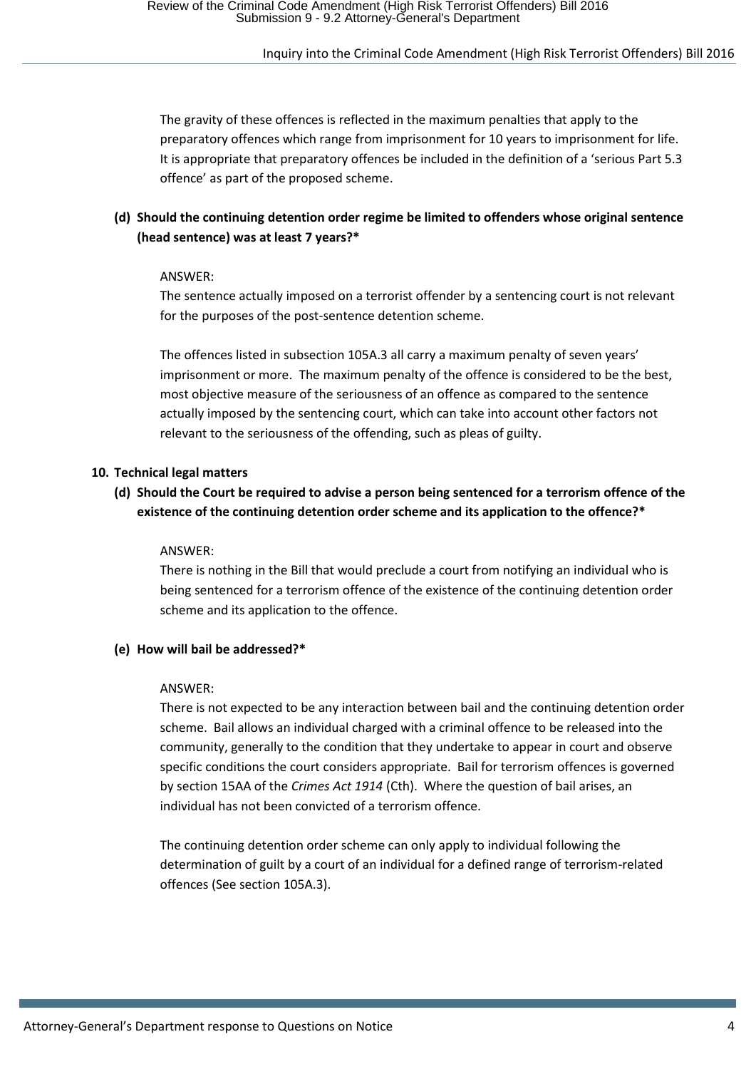The gravity of these offences is reflected in the maximum penalties that apply to the preparatory offences which range from imprisonment for 10 years to imprisonment for life. It is appropriate that preparatory offences be included in the definition of a 'serious Part 5.3 offence' as part of the proposed scheme.

**(d) Should the continuing detention order regime be limited to offenders whose original sentence (head sentence) was at least 7 years?***

ANSWER:
The sentence actually imposed on a terrorist offender by a sentencing court is not relevant for the purposes of the post-sentence detention scheme.

The offences listed in subsection 105A.3 all carry a maximum penalty of seven years' imprisonment or more. The maximum penalty of the offence is considered to be the best, most objective measure of the seriousness of an offence as compared to the sentence actually imposed by the sentencing court, which can take into account other factors not relevant to the seriousness of the offending, such as pleas of guilty.

**10. Technical legal matters**

**(d) Should the Court be required to advise a person being sentenced for a terrorism offence of the existence of the continuing detention order scheme and its application to the offence?***

ANSWER:
There is nothing in the Bill that would preclude a court from notifying an individual who is being sentenced for a terrorism offence of the existence of the continuing detention order scheme and its application to the offence.

**(e) How will bail be addressed?***

ANSWER:
There is not expected to be any interaction between bail and the continuing detention order scheme. Bail allows an individual charged with a criminal offence to be released into the community, generally to the condition that they undertake to appear in court and observe specific conditions the court considers appropriate. Bail for terrorism offences is governed by section 15AA of the *Crimes Act 1914* (Cth). Where the question of bail arises, an individual has not been convicted of a terrorism offence.

The continuing detention order scheme can only apply to individual following the determination of guilt by a court of an individual for a defined range of terrorism-related offences (See section 105A.3).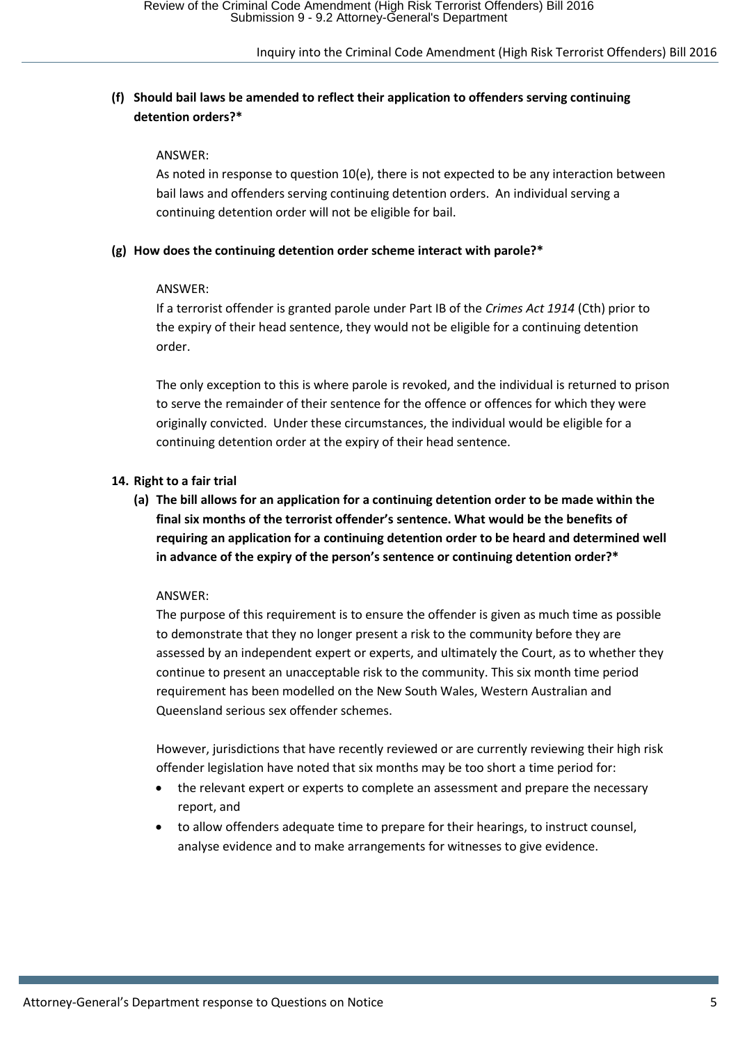**(f) Should bail laws be amended to reflect their application to offenders serving continuing detention orders?***

ANSWER:
As noted in response to question 10(e), there is not expected to be any interaction between bail laws and offenders serving continuing detention orders. An individual serving a continuing detention order will not be eligible for bail.

**(g) How does the continuing detention order scheme interact with parole?***

ANSWER:
If a terrorist offender is granted parole under Part IB of the *Crimes Act 1914* (Cth) prior to the expiry of their head sentence, they would not be eligible for a continuing detention order.

The only exception to this is where parole is revoked, and the individual is returned to prison to serve the remainder of their sentence for the offence or offences for which they were originally convicted. Under these circumstances, the individual would be eligible for a continuing detention order at the expiry of their head sentence.

**14. Right to a fair trial**

**(a) The bill allows for an application for a continuing detention order to be made within the final six months of the terrorist offender's sentence. What would be the benefits of requiring an application for a continuing detention order to be heard and determined well in advance of the expiry of the person's sentence or continuing detention order?***

ANSWER:
The purpose of this requirement is to ensure the offender is given as much time as possible to demonstrate that they no longer present a risk to the community before they are assessed by an independent expert or experts, and ultimately the Court, as to whether they continue to present an unacceptable risk to the community. This six month time period requirement has been modelled on the New South Wales, Western Australian and Queensland serious sex offender schemes.

However, jurisdictions that have recently reviewed or are currently reviewing their high risk offender legislation have noted that six months may be too short a time period for:

- the relevant expert or experts to complete an assessment and prepare the necessary report, and
- to allow offenders adequate time to prepare for their hearings, to instruct counsel, analyse evidence and to make arrangements for witnesses to give evidence.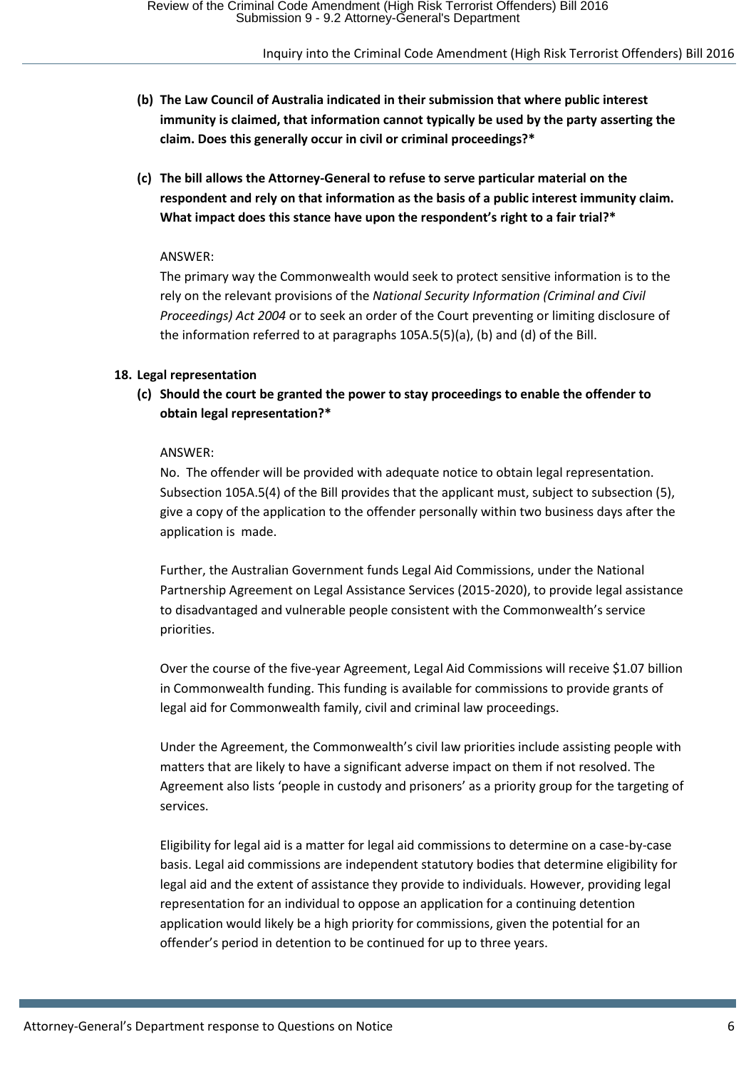**(b) The Law Council of Australia indicated in their submission that where public interest immunity is claimed, that information cannot typically be used by the party asserting the claim. Does this generally occur in civil or criminal proceedings?***

**(c) The bill allows the Attorney-General to refuse to serve particular material on the respondent and rely on that information as the basis of a public interest immunity claim. What impact does this stance have upon the respondent's right to a fair trial?***

ANSWER:

The primary way the Commonwealth would seek to protect sensitive information is to the rely on the relevant provisions of the *National Security Information (Criminal and Civil Proceedings) Act 2004* or to seek an order of the Court preventing or limiting disclosure of the information referred to at paragraphs 105A.5(5)(a), (b) and (d) of the Bill.

**18. Legal representation**

**(c) Should the court be granted the power to stay proceedings to enable the offender to obtain legal representation?***

ANSWER:

No. The offender will be provided with adequate notice to obtain legal representation. Subsection 105A.5(4) of the Bill provides that the applicant must, subject to subsection (5), give a copy of the application to the offender personally within two business days after the application is made.

Further, the Australian Government funds Legal Aid Commissions, under the National Partnership Agreement on Legal Assistance Services (2015-2020), to provide legal assistance to disadvantaged and vulnerable people consistent with the Commonwealth's service priorities.

Over the course of the five-year Agreement, Legal Aid Commissions will receive $1.07 billion in Commonwealth funding. This funding is available for commissions to provide grants of legal aid for Commonwealth family, civil and criminal law proceedings.

Under the Agreement, the Commonwealth's civil law priorities include assisting people with matters that are likely to have a significant adverse impact on them if not resolved. The Agreement also lists 'people in custody and prisoners' as a priority group for the targeting of services.

Eligibility for legal aid is a matter for legal aid commissions to determine on a case-by-case basis. Legal aid commissions are independent statutory bodies that determine eligibility for legal aid and the extent of assistance they provide to individuals. However, providing legal representation for an individual to oppose an application for a continuing detention application would likely be a high priority for commissions, given the potential for an offender's period in detention to be continued for up to three years.